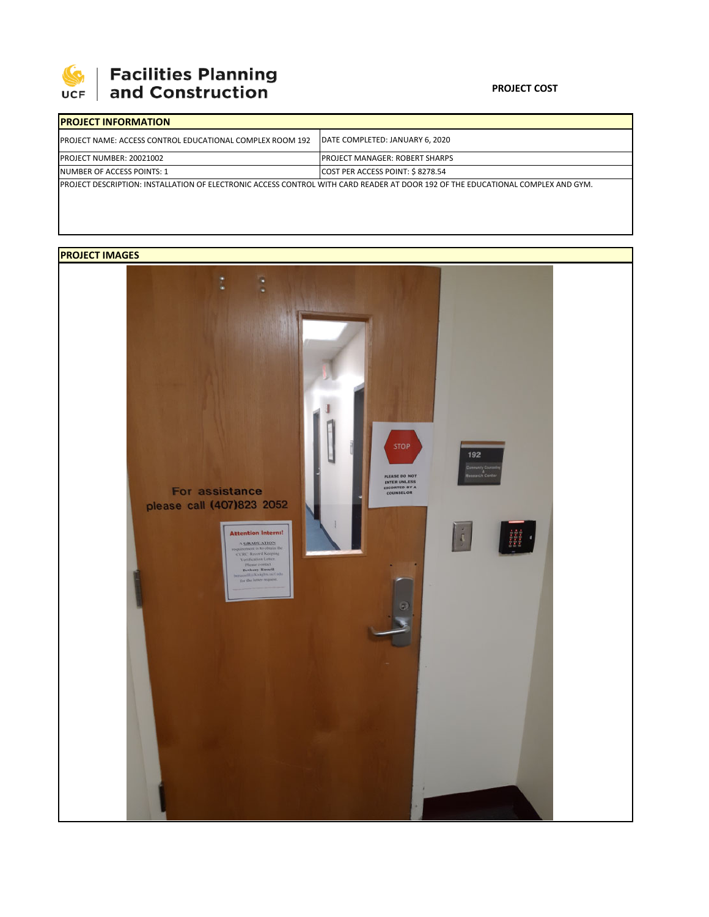# Facilities Planning and Construction

**PROJECT COST**

| PROJECT INFORMATION | |
|---|---|
| PROJECT NAME: ACCESS CONTROL EDUCATIONAL COMPLEX ROOM 192 | DATE COMPLETED: JANUARY 6, 2020 |
| PROJECT NUMBER: 20021002 | PROJECT MANAGER: ROBERT SHARPS |
| NUMBER OF ACCESS POINTS: 1 | COST PER ACCESS POINT: $ 8278.54 |
| PROJECT DESCRIPTION: INSTALLATION OF ELECTRONIC ACCESS CONTROL WITH CARD READER AT DOOR 192 OF THE EDUCATIONAL COMPLEX AND GYM. | |

**PROJECT IMAGES**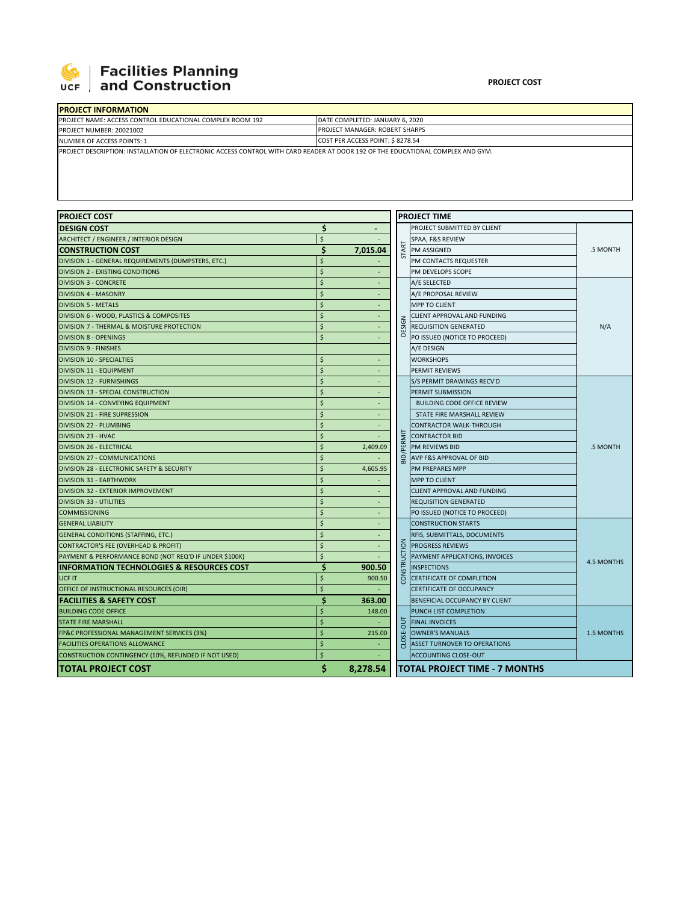**Facilities Planning and Construction**

**PROJECT COST**

| **PROJECT INFORMATION** | |
|---|---|
| PROJECT NAME: ACCESS CONTROL EDUCATIONAL COMPLEX ROOM 192 | DATE COMPLETED: JANUARY 6, 2020 |
| PROJECT NUMBER: 20021002 | PROJECT MANAGER: ROBERT SHARPS |
| NUMBER OF ACCESS POINTS: 1 | COST PER ACCESS POINT: $ 8278.54 |
| PROJECT DESCRIPTION: INSTALLATION OF ELECTRONIC ACCESS CONTROL WITH CARD READER AT DOOR 192 OF THE EDUCATIONAL COMPLEX AND GYM. | |

| **PROJECT COST** | |
|---|---|
| **DESIGN COST** | **$ -** |
| ARCHITECT / ENGINEER / INTERIOR DESIGN | $ - |
| **CONSTRUCTION COST** | **$ 7,015.04** |
| DIVISION 1 - GENERAL REQUIREMENTS (DUMPSTERS, ETC.) | $ - |
| DIVISION 2 - EXISTING CONDITIONS | $ - |
| DIVISION 3 - CONCRETE | $ - |
| DIVISION 4 - MASONRY | $ - |
| DIVISION 5 - METALS | $ - |
| DIVISION 6 - WOOD, PLASTICS & COMPOSITES | $ - |
| DIVISION 7 - THERMAL & MOISTURE PROTECTION | $ - |
| DIVISION 8 - OPENINGS | $ - |
| DIVISION 9 - FINISHES | |
| DIVISION 10 - SPECIALTIES | $ - |
| DIVISION 11 - EQUIPMENT | $ - |
| DIVISION 12 - FURNISHINGS | $ - |
| DIVISION 13 - SPECIAL CONSTRUCTION | $ - |
| DIVISION 14 - CONVEYING EQUIPMENT | $ - |
| DIVISION 21 - FIRE SUPRESSION | $ - |
| DIVISION 22 - PLUMBING | $ - |
| DIVISION 23 - HVAC | $ - |
| DIVISION 26 - ELECTRICAL | $ 2,409.09 |
| DIVISION 27 - COMMUNICATIONS | $ - |
| DIVISION 28 - ELECTRONIC SAFETY & SECURITY | $ 4,605.95 |
| DIVISION 31 - EARTHWORK | $ - |
| DIVISION 32 - EXTERIOR IMPROVEMENT | $ - |
| DIVISION 33 - UTILITIES | $ - |
| COMMISSIONING | $ - |
| GENERAL LIABILITY | $ - |
| GENERAL CONDITIONS (STAFFING, ETC.) | $ - |
| CONTRACTOR'S FEE (OVERHEAD & PROFIT) | $ - |
| PAYMENT & PERFORMANCE BOND (NOT REQ'D IF UNDER $100K) | $ - |
| **INFORMATION TECHNOLOGIES & RESOURCES COST** | **$ 900.50** |
| UCF IT | $ 900.50 |
| OFFICE OF INSTRUCTIONAL RESOURCES (OIR) | $ - |
| **FACILITIES & SAFETY COST** | **$ 363.00** |
| BUILDING CODE OFFICE | $ 148.00 |
| STATE FIRE MARSHALL | $ - |
| FP&C PROFESSIONAL MANAGEMENT SERVICES (3%) | $ 215.00 |
| FACILITIES OPERATIONS ALLOWANCE | $ - |
| CONSTRUCTION CONTINGENCY (10%, REFUNDED IF NOT USED) | $ - |
| **TOTAL PROJECT COST** | **$ 8,278.54** |

| **PROJECT TIME** | | |
|---|---|---|
| START | PROJECT SUBMITTED BY CLIENT | .5 MONTH |
| | SPAA, F&S REVIEW | |
| | PM ASSIGNED | |
| | PM CONTACTS REQUESTER | |
| | PM DEVELOPS SCOPE | |
| DESIGN | A/E SELECTED | N/A |
| | A/E PROPOSAL REVIEW | |
| | MPP TO CLIENT | |
| | CLIENT APPROVAL AND FUNDING | |
| | REQUISITION GENERATED | |
| | PO ISSUED (NOTICE TO PROCEED) | |
| | A/E DESIGN | |
| | WORKSHOPS | |
| | PERMIT REVIEWS | |
| BID/PERMIT | S/S PERMIT DRAWINGS RECV'D | .5 MONTH |
| | PERMIT SUBMISSION | |
| | BUILDING CODE OFFICE REVIEW | |
| | STATE FIRE MARSHALL REVIEW | |
| | CONTRACTOR WALK-THROUGH | |
| | CONTRACTOR BID | |
| | PM REVIEWS BID | |
| | AVP F&S APPROVAL OF BID | |
| | PM PREPARES MPP | |
| | MPP TO CLIENT | |
| | CLIENT APPROVAL AND FUNDING | |
| | REQUISITION GENERATED | |
| | PO ISSUED (NOTICE TO PROCEED) | |
| CONSTRUCTION | CONSTRUCTION STARTS | 4.5 MONTHS |
| | RFIS, SUBMITTALS, DOCUMENTS | |
| | PROGRESS REVIEWS | |
| | PAYMENT APPLICATIONS, INVOICES | |
| | INSPECTIONS | |
| | CERTIFICATE OF COMPLETION | |
| | CERTIFICATE OF OCCUPANCY | |
| | BENEFICIAL OCCUPANCY BY CLIENT | |
| CLOSE-OUT | PUNCH LIST COMPLETION | 1.5 MONTHS |
| | FINAL INVOICES | |
| | OWNER'S MANUALS | |
| | ASSET TURNOVER TO OPERATIONS | |
| | ACCOUNTING CLOSE-OUT | |
| **TOTAL PROJECT TIME - 7 MONTHS** | | |